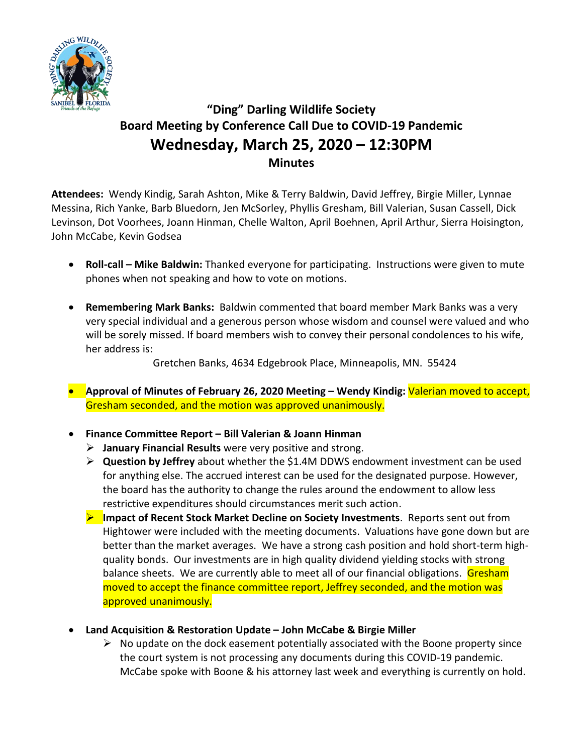# "Ding" Darling Wildlife Society
## Board Meeting by Conference Call Due to COVID-19 Pandemic
## Wednesday, March 25, 2020 – 12:30PM
### Minutes

**Attendees:** Wendy Kindig, Sarah Ashton, Mike & Terry Baldwin, David Jeffrey, Birgie Miller, Lynnae Messina, Rich Yanke, Barb Bluedorn, Jen McSorley, Phyllis Gresham, Bill Valerian, Susan Cassell, Dick Levinson, Dot Voorhees, Joann Hinman, Chelle Walton, April Boehnen, April Arthur, Sierra Hoisington, John McCabe, Kevin Godsea

- **Roll-call – Mike Baldwin:** Thanked everyone for participating. Instructions were given to mute phones when not speaking and how to vote on motions.

- **Remembering Mark Banks:** Baldwin commented that board member Mark Banks was a very very special individual and a generous person whose wisdom and counsel were valued and who will be sorely missed. If board members wish to convey their personal condolences to his wife, her address is:

  Gretchen Banks, 4634 Edgebrook Place, Minneapolis, MN. 55424

- **Approval of Minutes of February 26, 2020 Meeting – Wendy Kindig:** Valerian moved to accept, Gresham seconded, and the motion was approved unanimously.

- **Finance Committee Report – Bill Valerian & Joann Hinman**
  - **January Financial Results** were very positive and strong.
  - **Question by Jeffrey** about whether the $1.4M DDWS endowment investment can be used for anything else. The accrued interest can be used for the designated purpose. However, the board has the authority to change the rules around the endowment to allow less restrictive expenditures should circumstances merit such action.
  - **Impact of Recent Stock Market Decline on Society Investments**. Reports sent out from Hightower were included with the meeting documents. Valuations have gone down but are better than the market averages. We have a strong cash position and hold short-term high-quality bonds. Our investments are in high quality dividend yielding stocks with strong balance sheets. We are currently able to meet all of our financial obligations. Gresham moved to accept the finance committee report, Jeffrey seconded, and the motion was approved unanimously.

- **Land Acquisition & Restoration Update – John McCabe & Birgie Miller**
  - No update on the dock easement potentially associated with the Boone property since the court system is not processing any documents during this COVID-19 pandemic. McCabe spoke with Boone & his attorney last week and everything is currently on hold.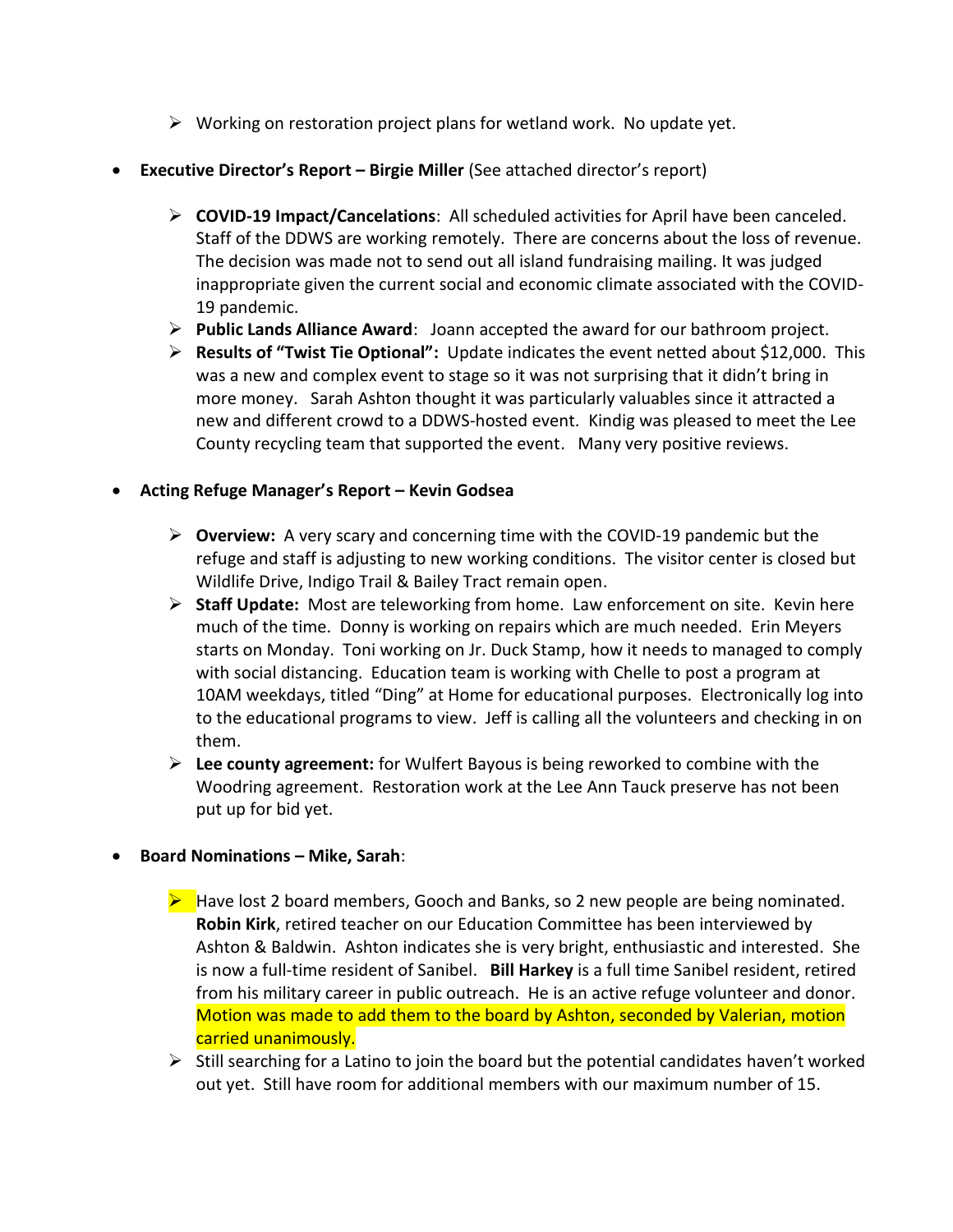- Working on restoration project plans for wetland work. No update yet.

- **Executive Director's Report – Birgie Miller** (See attached director's report)

  - **COVID-19 Impact/Cancelations**: All scheduled activities for April have been canceled. Staff of the DDWS are working remotely. There are concerns about the loss of revenue. The decision was made not to send out all island fundraising mailing. It was judged inappropriate given the current social and economic climate associated with the COVID-19 pandemic.
  - **Public Lands Alliance Award**: Joann accepted the award for our bathroom project.
  - **Results of "Twist Tie Optional":** Update indicates the event netted about $12,000. This was a new and complex event to stage so it was not surprising that it didn't bring in more money. Sarah Ashton thought it was particularly valuables since it attracted a new and different crowd to a DDWS-hosted event. Kindig was pleased to meet the Lee County recycling team that supported the event. Many very positive reviews.

- **Acting Refuge Manager's Report – Kevin Godsea**

  - **Overview:** A very scary and concerning time with the COVID-19 pandemic but the refuge and staff is adjusting to new working conditions. The visitor center is closed but Wildlife Drive, Indigo Trail & Bailey Tract remain open.
  - **Staff Update:** Most are teleworking from home. Law enforcement on site. Kevin here much of the time. Donny is working on repairs which are much needed. Erin Meyers starts on Monday. Toni working on Jr. Duck Stamp, how it needs to managed to comply with social distancing. Education team is working with Chelle to post a program at 10AM weekdays, titled "Ding" at Home for educational purposes. Electronically log into to the educational programs to view. Jeff is calling all the volunteers and checking in on them.
  - **Lee county agreement:** for Wulfert Bayous is being reworked to combine with the Woodring agreement. Restoration work at the Lee Ann Tauck preserve has not been put up for bid yet.

- **Board Nominations – Mike, Sarah**:

  - Have lost 2 board members, Gooch and Banks, so 2 new people are being nominated. **Robin Kirk**, retired teacher on our Education Committee has been interviewed by Ashton & Baldwin. Ashton indicates she is very bright, enthusiastic and interested. She is now a full-time resident of Sanibel. **Bill Harkey** is a full time Sanibel resident, retired from his military career in public outreach. He is an active refuge volunteer and donor. Motion was made to add them to the board by Ashton, seconded by Valerian, motion carried unanimously.
  - Still searching for a Latino to join the board but the potential candidates haven't worked out yet. Still have room for additional members with our maximum number of 15.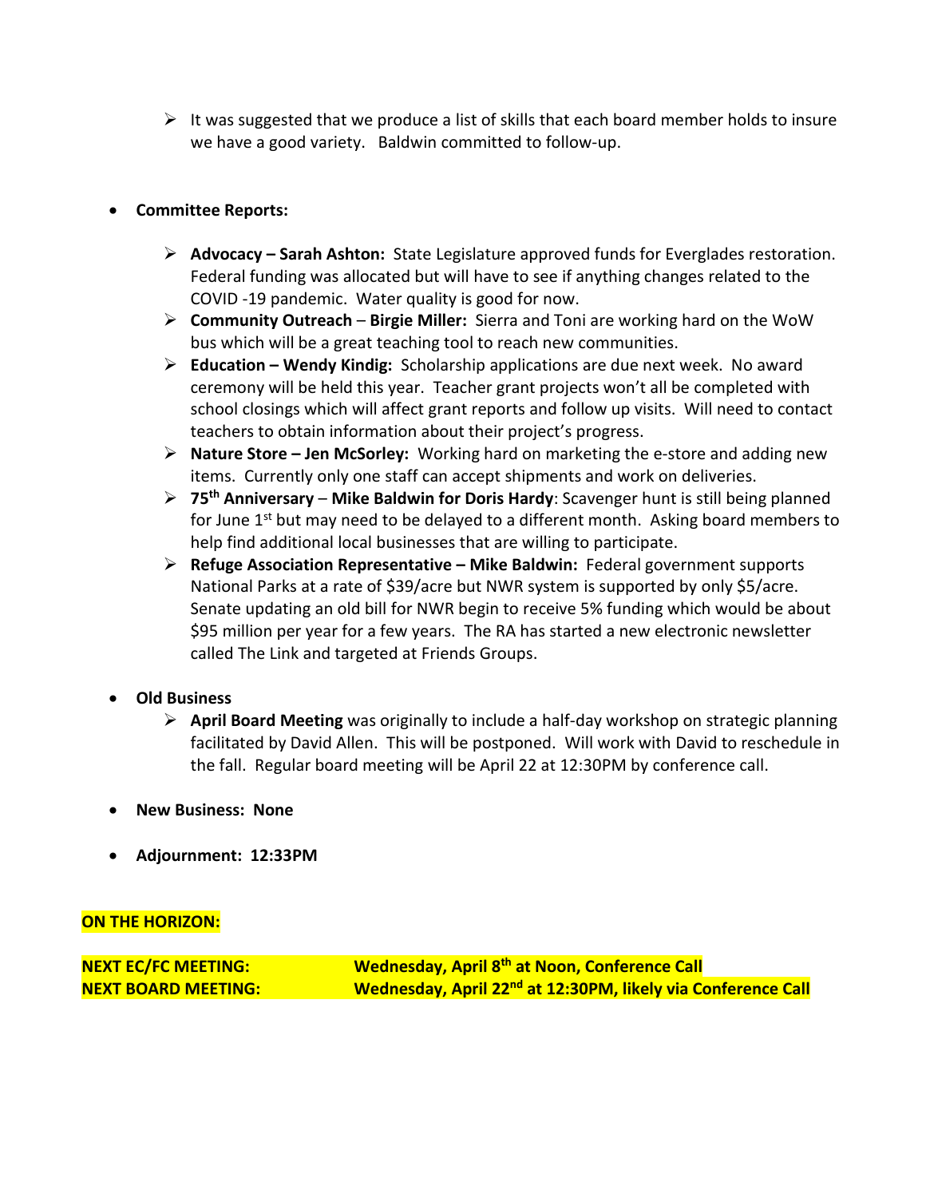- It was suggested that we produce a list of skills that each board member holds to insure we have a good variety.   Baldwin committed to follow-up.

- **Committee Reports:**

  - **Advocacy – Sarah Ashton:** State Legislature approved funds for Everglades restoration. Federal funding was allocated but will have to see if anything changes related to the COVID -19 pandemic.  Water quality is good for now.
  - **Community Outreach** – **Birgie Miller:** Sierra and Toni are working hard on the WoW bus which will be a great teaching tool to reach new communities.
  - **Education – Wendy Kindig:** Scholarship applications are due next week.  No award ceremony will be held this year.  Teacher grant projects won't all be completed with school closings which will affect grant reports and follow up visits.  Will need to contact teachers to obtain information about their project's progress.
  - **Nature Store – Jen McSorley:** Working hard on marketing the e-store and adding new items.  Currently only one staff can accept shipments and work on deliveries.
  - **75th Anniversary** – **Mike Baldwin for Doris Hardy**: Scavenger hunt is still being planned for June 1st but may need to be delayed to a different month.  Asking board members to help find additional local businesses that are willing to participate.
  - **Refuge Association Representative – Mike Baldwin:** Federal government supports National Parks at a rate of $39/acre but NWR system is supported by only $5/acre. Senate updating an old bill for NWR begin to receive 5% funding which would be about $95 million per year for a few years.  The RA has started a new electronic newsletter called The Link and targeted at Friends Groups.

- **Old Business**
  - **April Board Meeting** was originally to include a half-day workshop on strategic planning facilitated by David Allen.  This will be postponed.  Will work with David to reschedule in the fall.  Regular board meeting will be April 22 at 12:30PM by conference call.

- **New Business:  None**

- **Adjournment:  12:33PM**

**ON THE HORIZON:**

**NEXT EC/FC MEETING:** **Wednesday, April 8th at Noon, Conference Call**
**NEXT BOARD MEETING:** **Wednesday, April 22nd at 12:30PM, likely via Conference Call**